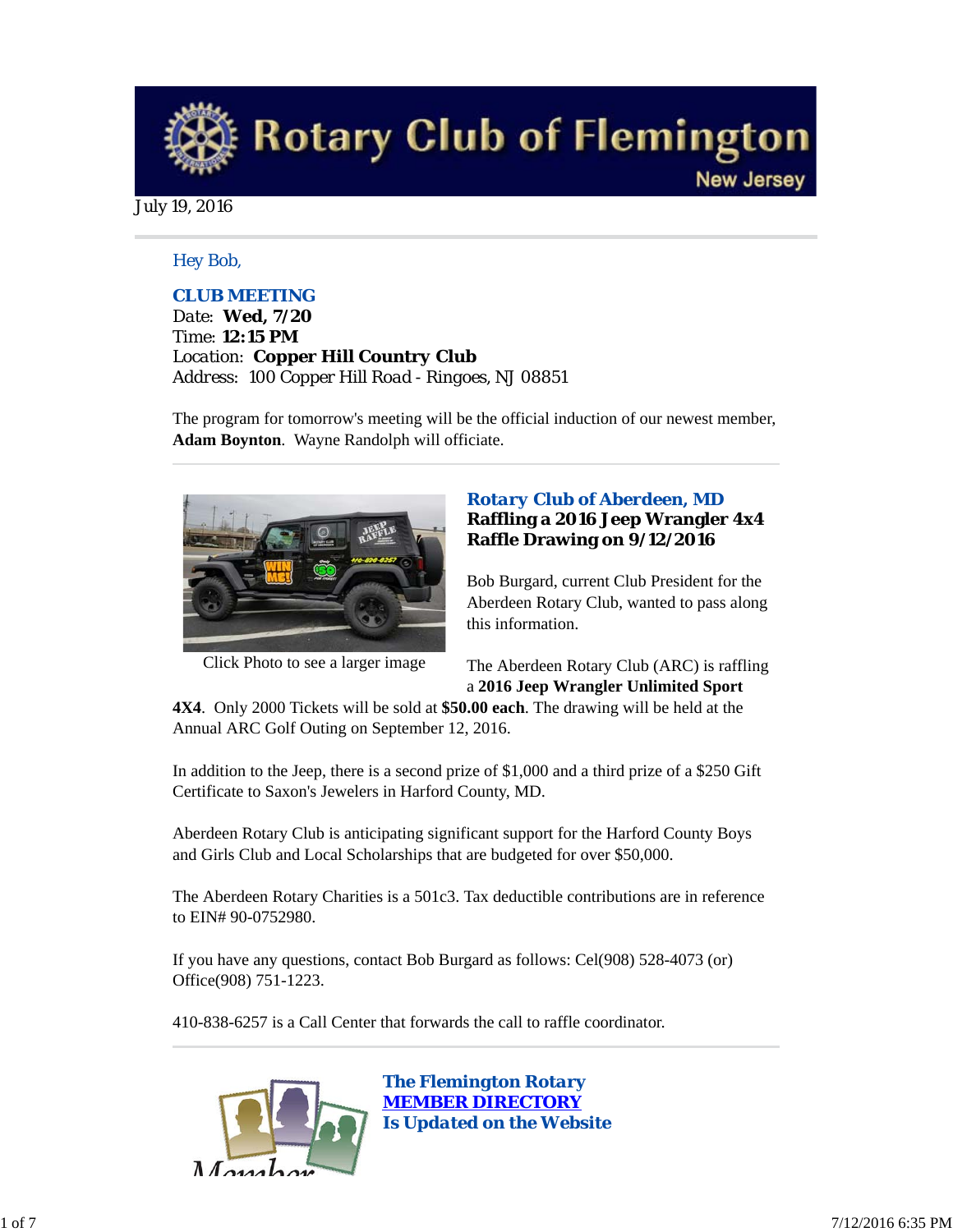# Rotary Club of Flemington

New Jersey

July 19, 2016

Hey Bob,

**CLUB MEETING**
Date: **Wed, 7/20**
Time: **12:15 PM**
Location: **Copper Hill Country Club**
Address: 100 Copper Hill Road - Ringoes, NJ 08851

The program for tomorrow's meeting will be the official induction of our newest member, **Adam Boynton**. Wayne Randolph will officiate.

---

Click Photo to see a larger image

### Rotary Club of Aberdeen, MD
**Raffling a 2016 Jeep Wrangler 4x4**
**Raffle Drawing on 9/12/2016**

Bob Burgard, current Club President for the Aberdeen Rotary Club, wanted to pass along this information.

The Aberdeen Rotary Club (ARC) is raffling a **2016 Jeep Wrangler Unlimited Sport 4X4**. Only 2000 Tickets will be sold at **$50.00 each**. The drawing will be held at the Annual ARC Golf Outing on September 12, 2016.

In addition to the Jeep, there is a second prize of $1,000 and a third prize of a $250 Gift Certificate to Saxon's Jewelers in Harford County, MD.

Aberdeen Rotary Club is anticipating significant support for the Harford County Boys and Girls Club and Local Scholarships that are budgeted for over $50,000.

The Aberdeen Rotary Charities is a 501c3. Tax deductible contributions are in reference to EIN# 90-0752980.

If you have any questions, contact Bob Burgard as follows: Cel(908) 528-4073 (or) Office(908) 751-1223.

410-838-6257 is a Call Center that forwards the call to raffle coordinator.

---

### The Flemington Rotary MEMBER DIRECTORY Is Updated on the Website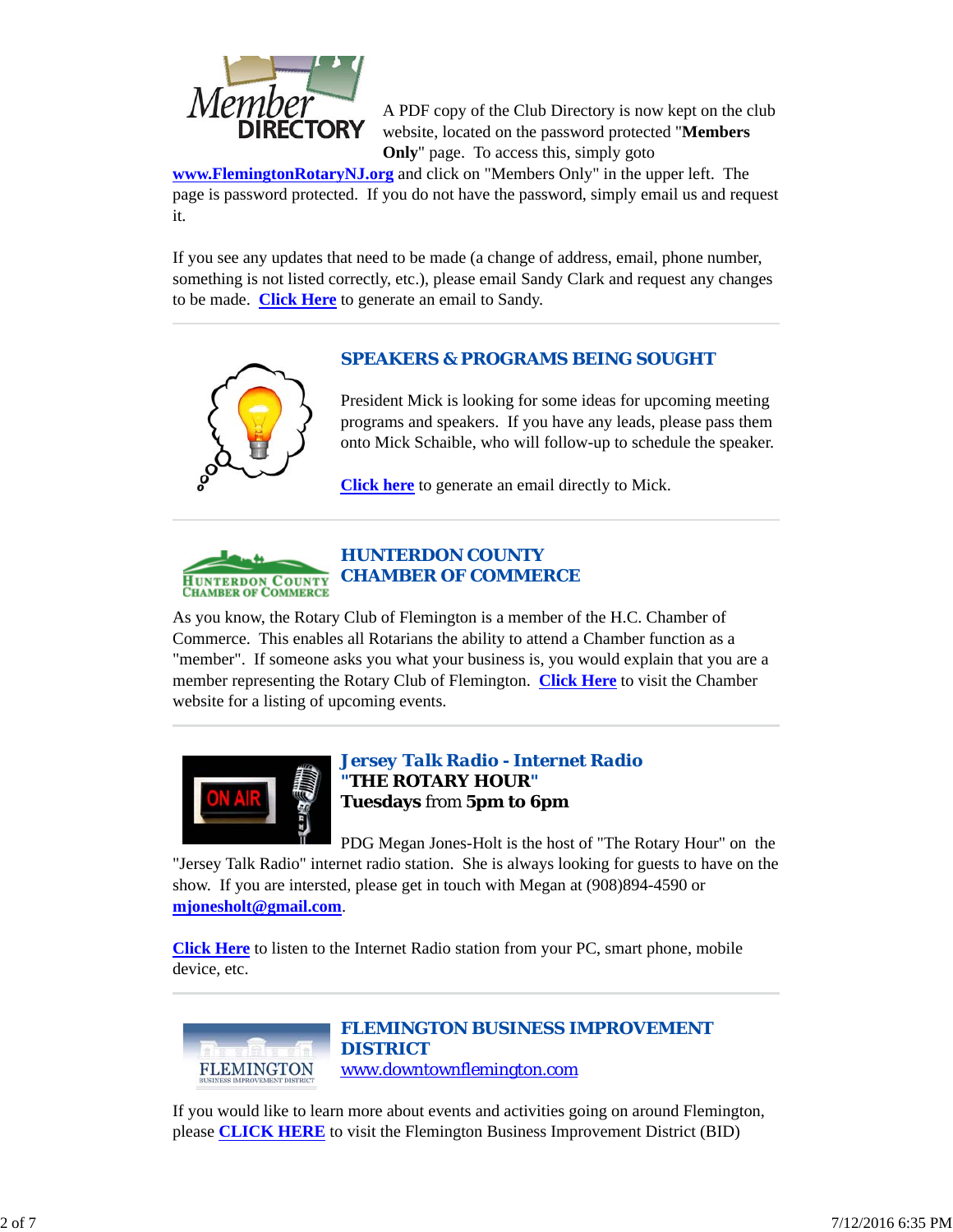A PDF copy of the Club Directory is now kept on the club website, located on the password protected "**Members Only**" page. To access this, simply goto **www.FlemingtonRotaryNJ.org** and click on "Members Only" in the upper left. The page is password protected. If you do not have the password, simply email us and request it.

If you see any updates that need to be made (a change of address, email, phone number, something is not listed correctly, etc.), please email Sandy Clark and request any changes to be made. **Click Here** to generate an email to Sandy.

## SPEAKERS & PROGRAMS BEING SOUGHT

President Mick is looking for some ideas for upcoming meeting programs and speakers. If you have any leads, please pass them onto Mick Schaible, who will follow-up to schedule the speaker.

**Click here** to generate an email directly to Mick.

## HUNTERDON COUNTY CHAMBER OF COMMERCE

As you know, the Rotary Club of Flemington is a member of the H.C. Chamber of Commerce. This enables all Rotarians the ability to attend a Chamber function as a "member". If someone asks you what your business is, you would explain that you are a member representing the Rotary Club of Flemington. **Click Here** to visit the Chamber website for a listing of upcoming events.

## *Jersey Talk Radio - Internet Radio*
**"THE ROTARY HOUR"**
**Tuesdays** from **5pm to 6pm**

PDG Megan Jones-Holt is the host of "The Rotary Hour" on the "Jersey Talk Radio" internet radio station. She is always looking for guests to have on the show. If you are intersted, please get in touch with Megan at (908)894-4590 or **mjonesholt@gmail.com**.

**Click Here** to listen to the Internet Radio station from your PC, smart phone, mobile device, etc.

## FLEMINGTON BUSINESS IMPROVEMENT DISTRICT
www.downtownflemington.com

If you would like to learn more about events and activities going on around Flemington, please **CLICK HERE** to visit the Flemington Business Improvement District (BID)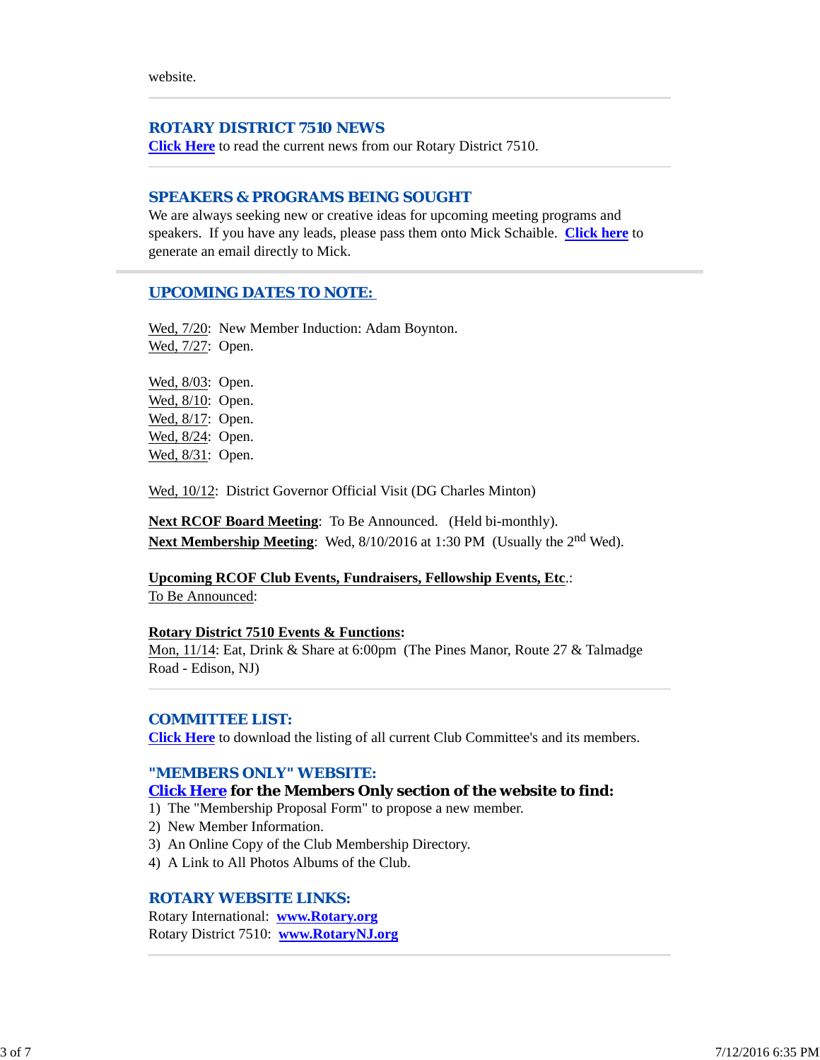website.

## ROTARY DISTRICT 7510 NEWS

**Click Here** to read the current news from our Rotary District 7510.

## SPEAKERS & PROGRAMS BEING SOUGHT

We are always seeking new or creative ideas for upcoming meeting programs and speakers. If you have any leads, please pass them onto Mick Schaible. **Click here** to generate an email directly to Mick.

## UPCOMING DATES TO NOTE:

Wed, 7/20: New Member Induction: Adam Boynton.
Wed, 7/27: Open.

Wed, 8/03: Open.
Wed, 8/10: Open.
Wed, 8/17: Open.
Wed, 8/24: Open.
Wed, 8/31: Open.

Wed, 10/12: District Governor Official Visit (DG Charles Minton)

**Next RCOF Board Meeting**: To Be Announced. (Held bi-monthly).
**Next Membership Meeting**: Wed, 8/10/2016 at 1:30 PM (Usually the 2nd Wed).

**Upcoming RCOF Club Events, Fundraisers, Fellowship Events, Etc.**:
To Be Announced:

**Rotary District 7510 Events & Functions:**
Mon, 11/14: Eat, Drink & Share at 6:00pm (The Pines Manor, Route 27 & Talmadge Road - Edison, NJ)

## COMMITTEE LIST:

**Click Here** to download the listing of all current Club Committee's and its members.

## "MEMBERS ONLY" WEBSITE:

**Click Here for the Members Only section of the website to find:**

1) The "Membership Proposal Form" to propose a new member.
2) New Member Information.
3) An Online Copy of the Club Membership Directory.
4) A Link to All Photos Albums of the Club.

## ROTARY WEBSITE LINKS:

Rotary International: **www.Rotary.org**
Rotary District 7510: **www.RotaryNJ.org**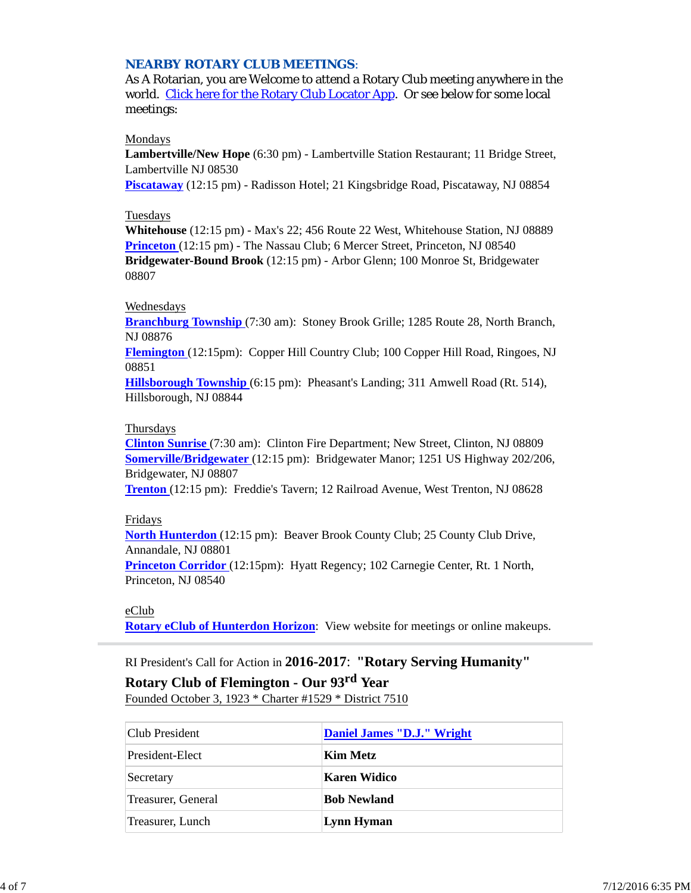## NEARBY ROTARY CLUB MEETINGS:

As A Rotarian, you are Welcome to attend a Rotary Club meeting anywhere in the world. Click here for the Rotary Club Locator App. Or see below for some local meetings:

Mondays

**Lambertville/New Hope** (6:30 pm) - Lambertville Station Restaurant; 11 Bridge Street, Lambertville NJ 08530

**Piscataway** (12:15 pm) - Radisson Hotel; 21 Kingsbridge Road, Piscataway, NJ 08854

Tuesdays

**Whitehouse** (12:15 pm) - Max's 22; 456 Route 22 West, Whitehouse Station, NJ 08889

**Princeton** (12:15 pm) - The Nassau Club; 6 Mercer Street, Princeton, NJ 08540

**Bridgewater-Bound Brook** (12:15 pm) - Arbor Glenn; 100 Monroe St, Bridgewater 08807

Wednesdays

**Branchburg Township** (7:30 am): Stoney Brook Grille; 1285 Route 28, North Branch, NJ 08876

**Flemington** (12:15pm): Copper Hill Country Club; 100 Copper Hill Road, Ringoes, NJ 08851

**Hillsborough Township** (6:15 pm): Pheasant's Landing; 311 Amwell Road (Rt. 514), Hillsborough, NJ 08844

Thursdays

**Clinton Sunrise** (7:30 am): Clinton Fire Department; New Street, Clinton, NJ 08809

**Somerville/Bridgewater** (12:15 pm): Bridgewater Manor; 1251 US Highway 202/206, Bridgewater, NJ 08807

**Trenton** (12:15 pm): Freddie's Tavern; 12 Railroad Avenue, West Trenton, NJ 08628

Fridays

**North Hunterdon** (12:15 pm): Beaver Brook County Club; 25 County Club Drive, Annandale, NJ 08801

**Princeton Corridor** (12:15pm): Hyatt Regency; 102 Carnegie Center, Rt. 1 North, Princeton, NJ 08540

eClub

**Rotary eClub of Hunterdon Horizon**: View website for meetings or online makeups.

---

RI President's Call for Action in **2016-2017**: **"Rotary Serving Humanity"**

**Rotary Club of Flemington - Our 93rd Year**

Founded October 3, 1923 * Charter #1529 * District 7510

| Club President | **Daniel James "D.J." Wright** |
|---|---|
| President-Elect | **Kim Metz** |
| Secretary | **Karen Widico** |
| Treasurer, General | **Bob Newland** |
| Treasurer, Lunch | **Lynn Hyman** |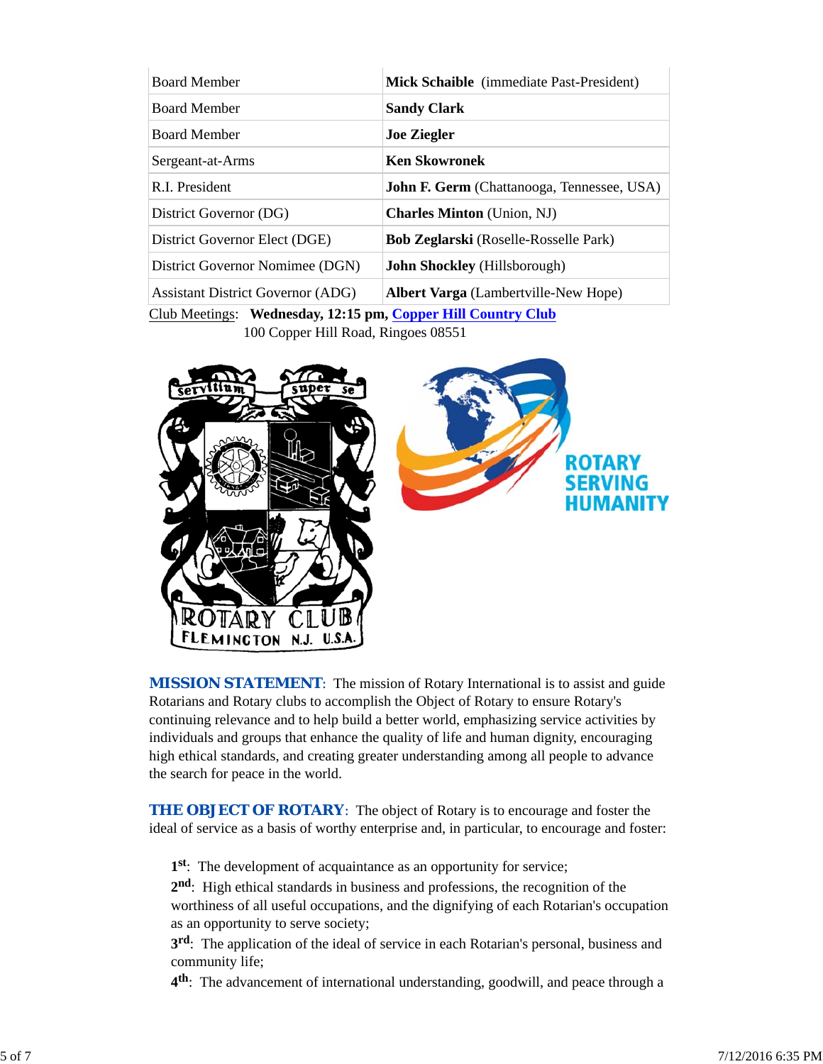| Board Member | **Mick Schaible** (immediate Past-President) |
|---|---|
| Board Member | **Sandy Clark** |
| Board Member | **Joe Ziegler** |
| Sergeant-at-Arms | **Ken Skowronek** |
| R.I. President | **John F. Germ** (Chattanooga, Tennessee, USA) |
| District Governor (DG) | **Charles Minton** (Union, NJ) |
| District Governor Elect (DGE) | **Bob Zeglarski** (Roselle-Rosselle Park) |
| District Governor Nomimee (DGN) | **John Shockley** (Hillsborough) |
| Assistant District Governor (ADG) | **Albert Varga** (Lambertville-New Hope) |

Club Meetings: **Wednesday, 12:15 pm, Copper Hill Country Club**
100 Copper Hill Road, Ringoes 08551

**MISSION STATEMENT**: The mission of Rotary International is to assist and guide Rotarians and Rotary clubs to accomplish the Object of Rotary to ensure Rotary's continuing relevance and to help build a better world, emphasizing service activities by individuals and groups that enhance the quality of life and human dignity, encouraging high ethical standards, and creating greater understanding among all people to advance the search for peace in the world.

**THE OBJECT OF ROTARY**: The object of Rotary is to encourage and foster the ideal of service as a basis of worthy enterprise and, in particular, to encourage and foster:

**1st**: The development of acquaintance as an opportunity for service;
**2nd**: High ethical standards in business and professions, the recognition of the worthiness of all useful occupations, and the dignifying of each Rotarian's occupation as an opportunity to serve society;
**3rd**: The application of the ideal of service in each Rotarian's personal, business and community life;
**4th**: The advancement of international understanding, goodwill, and peace through a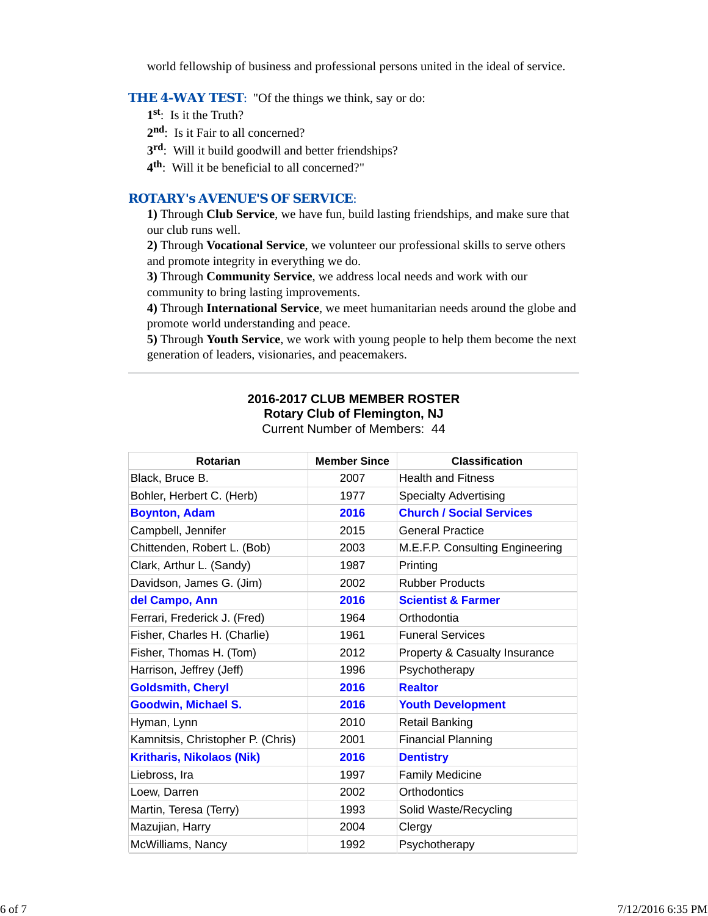world fellowship of business and professional persons united in the ideal of service.

**THE 4-WAY TEST**: "Of the things we think, say or do:

1st: Is it the Truth?

2nd: Is it Fair to all concerned?

3rd: Will it build goodwill and better friendships?

4th: Will it be beneficial to all concerned?"

**ROTARY's AVENUE'S OF SERVICE**:

**1)** Through **Club Service**, we have fun, build lasting friendships, and make sure that our club runs well.

**2)** Through **Vocational Service**, we volunteer our professional skills to serve others and promote integrity in everything we do.

**3)** Through **Community Service**, we address local needs and work with our community to bring lasting improvements.

**4)** Through **International Service**, we meet humanitarian needs around the globe and promote world understanding and peace.

**5)** Through **Youth Service**, we work with young people to help them become the next generation of leaders, visionaries, and peacemakers.

---

**2016-2017 CLUB MEMBER ROSTER**
**Rotary Club of Flemington, NJ**
Current Number of Members: 44

| Rotarian | Member Since | Classification |
|---|---|---|
| Black, Bruce B. | 2007 | Health and Fitness |
| Bohler, Herbert C. (Herb) | 1977 | Specialty Advertising |
| **Boynton, Adam** | **2016** | **Church / Social Services** |
| Campbell, Jennifer | 2015 | General Practice |
| Chittenden, Robert L. (Bob) | 2003 | M.E.F.P. Consulting Engineering |
| Clark, Arthur L. (Sandy) | 1987 | Printing |
| Davidson, James G. (Jim) | 2002 | Rubber Products |
| **del Campo, Ann** | **2016** | **Scientist & Farmer** |
| Ferrari, Frederick J. (Fred) | 1964 | Orthodontia |
| Fisher, Charles H. (Charlie) | 1961 | Funeral Services |
| Fisher, Thomas H. (Tom) | 2012 | Property & Casualty Insurance |
| Harrison, Jeffrey (Jeff) | 1996 | Psychotherapy |
| **Goldsmith, Cheryl** | **2016** | **Realtor** |
| **Goodwin, Michael S.** | **2016** | **Youth Development** |
| Hyman, Lynn | 2010 | Retail Banking |
| Kamnitsis, Christopher P. (Chris) | 2001 | Financial Planning |
| **Kritharis, Nikolaos (Nik)** | **2016** | **Dentistry** |
| Liebross, Ira | 1997 | Family Medicine |
| Loew, Darren | 2002 | Orthodontics |
| Martin, Teresa (Terry) | 1993 | Solid Waste/Recycling |
| Mazujian, Harry | 2004 | Clergy |
| McWilliams, Nancy | 1992 | Psychotherapy |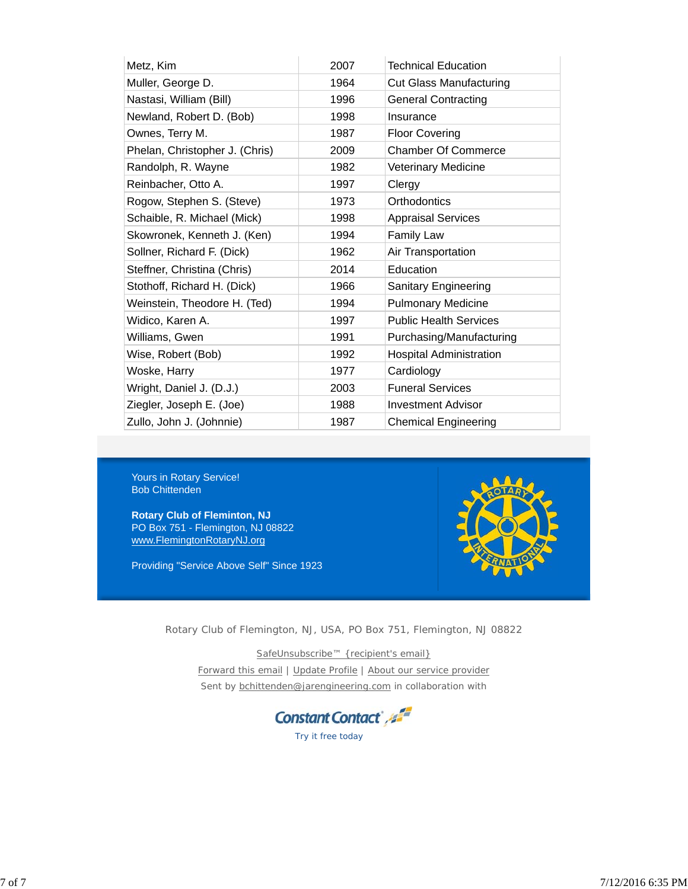| | | |
|---|---|---|
| Metz, Kim | 2007 | Technical Education |
| Muller, George D. | 1964 | Cut Glass Manufacturing |
| Nastasi, William (Bill) | 1996 | General Contracting |
| Newland, Robert D. (Bob) | 1998 | Insurance |
| Ownes, Terry M. | 1987 | Floor Covering |
| Phelan, Christopher J. (Chris) | 2009 | Chamber Of Commerce |
| Randolph, R. Wayne | 1982 | Veterinary Medicine |
| Reinbacher, Otto A. | 1997 | Clergy |
| Rogow, Stephen S. (Steve) | 1973 | Orthodontics |
| Schaible, R. Michael (Mick) | 1998 | Appraisal Services |
| Skowronek, Kenneth J. (Ken) | 1994 | Family Law |
| Sollner, Richard F. (Dick) | 1962 | Air Transportation |
| Steffner, Christina (Chris) | 2014 | Education |
| Stothoff, Richard H. (Dick) | 1966 | Sanitary Engineering |
| Weinstein, Theodore H. (Ted) | 1994 | Pulmonary Medicine |
| Widico, Karen A. | 1997 | Public Health Services |
| Williams, Gwen | 1991 | Purchasing/Manufacturing |
| Wise, Robert (Bob) | 1992 | Hospital Administration |
| Woske, Harry | 1977 | Cardiology |
| Wright, Daniel J. (D.J.) | 2003 | Funeral Services |
| Ziegler, Joseph E. (Joe) | 1988 | Investment Advisor |
| Zullo, John J. (Johnnie) | 1987 | Chemical Engineering |

Yours in Rotary Service!
Bob Chittenden

**Rotary Club of Flemington, NJ**
PO Box 751 - Flemington, NJ 08822
www.FlemingtonRotaryNJ.org

Providing "Service Above Self" Since 1923

Rotary Club of Flemington, NJ, USA, PO Box 751, Flemington, NJ 08822

SafeUnsubscribe™ {recipient's email}

Forward this email | Update Profile | About our service provider

Sent by bchittenden@jarengineering.com in collaboration with

Constant Contact

Try it free today